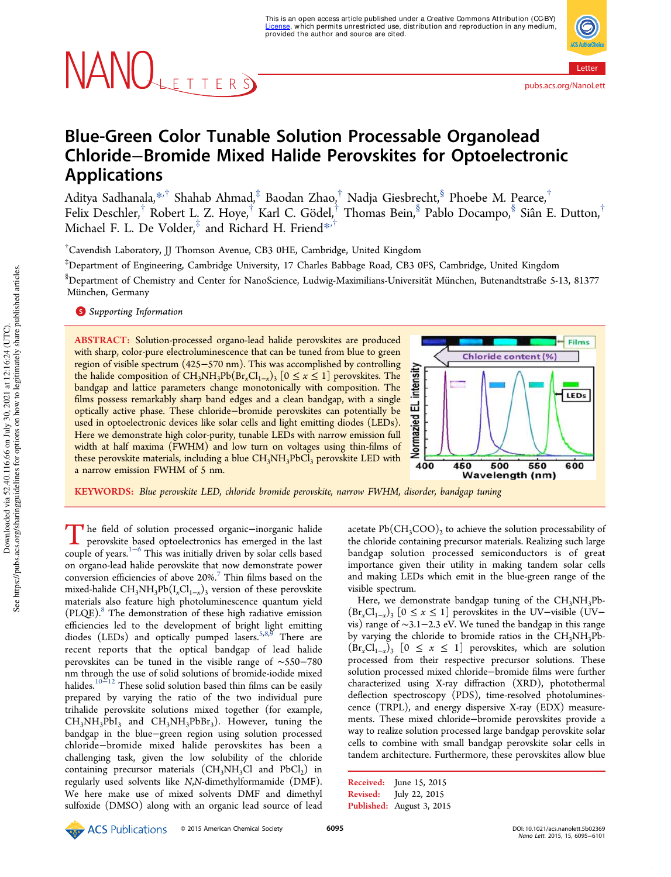# Blue-Green Color Tunable Solution Processable Organolead Chloride–Bromide Mixed Halide Perovskites for Optoelectronic Applications

Aditya Sadhanala,[*,†] Shahab Ahmad,[‡] Baodan Zhao,[†] Nadja Giesbrecht,[§] Phoebe M. Pearce,[†] Felix Deschler,[†] Robert L. Z. Hoye,[†] Karl C. Gödel,[†] Thomas Bein,[§] Pablo Docampo,[§] Siân E. Dutton,[†] Michael F. L. De Volder,[‡] and Richard H. Friend[*,†]

[†]Cavendish Laboratory, JJ Thomson Avenue, CB3 0HE, Cambridge, United Kingdom

[‡]Department of Engineering, Cambridge University, 17 Charles Babbage Road, CB3 0FS, Cambridge, United Kingdom

[§]Department of Chemistry and Center for NanoScience, Ludwig-Maximilians-Universität München, Butenandtstraße 5-13, 81377 München, Germany

Supporting Information

**ABSTRACT:** Solution-processed organo-lead halide perovskites are produced with sharp, color-pure electroluminescence that can be tuned from blue to green region of visible spectrum (425–570 nm). This was accomplished by controlling the halide composition of $CH_3NH_3Pb(Br_xCl_{1-x})_3$ $[0 \le x \le 1]$ perovskites. The bandgap and lattice parameters change monotonically with composition. The films possess remarkably sharp band edges and a clean bandgap, with a single optically active phase. These chloride–bromide perovskites can potentially be used in optoelectronic devices like solar cells and light emitting diodes (LEDs). Here we demonstrate high color-purity, tunable LEDs with narrow emission full width at half maxima (FWHM) and low turn on voltages using thin-films of these perovskite materials, including a blue $CH_3NH_3PbCl_3$ perovskite LED with a narrow emission FWHM of 5 nm.

**KEYWORDS:** *Blue perovskite LED, chloride bromide perovskite, narrow FWHM, disorder, bandgap tuning*

The field of solution processed organic–inorganic halide perovskite based optoelectronics has emerged in the last couple of years.[1−6] This was initially driven by solar cells based on organo-lead halide perovskite that now demonstrate power conversion efficiencies of above 20%.[7] Thin films based on the mixed-halide $CH_3NH_3Pb(I_xCl_{1-x})_3$ version of these perovskite materials also feature high photoluminescence quantum yield (PLQE).[8] The demonstration of these high radiative emission efficiencies led to the development of bright light emitting diodes (LEDs) and optically pumped lasers.[5,8,9] There are recent reports that the optical bandgap of lead halide perovskites can be tuned in the visible range of ~550–780 nm through the use of solid solutions of bromide-iodide mixed halides.[10−12] These solid solution based thin films can be easily prepared by varying the ratio of the two individual pure trihalide perovskite solutions mixed together (for example, $CH_3NH_3PbI_3$ and $CH_3NH_3PbBr_3$). However, tuning the bandgap in the blue–green region using solution processed chloride–bromide mixed halide perovskites has been a challenging task, given the low solubility of the chloride containing precursor materials ($CH_3NH_3Cl$ and $PbCl_2$) in regularly used solvents like *N,N*-dimethylformamide (DMF). We here make use of mixed solvents DMF and dimethyl sulfoxide (DMSO) along with an organic lead source of lead acetate $Pb(CH_3COO)_2$ to achieve the solution processability of the chloride containing precursor materials. Realizing such large bandgap solution processed semiconductors is of great importance given their utility in making tandem solar cells and making LEDs which emit in the blue-green range of the visible spectrum.

Here, we demonstrate bandgap tuning of the $CH_3NH_3Pb(Br_xCl_{1-x})_3$ $[0 \le x \le 1]$ perovskites in the UV–visible (UV–vis) range of ~3.1–2.3 eV. We tuned the bandgap in this range by varying the chloride to bromide ratios in the $CH_3NH_3Pb(Br_xCl_{1-x})_3$ $[0 \le x \le 1]$ perovskites, which are solution processed from their respective precursor solutions. These solution processed mixed chloride–bromide films were further characterized using X-ray diffraction (XRD), photothermal deflection spectroscopy (PDS), time-resolved photoluminescence (TRPL), and energy dispersive X-ray (EDX) measurements. These mixed chloride–bromide perovskites provide a way to realize solution processed large bandgap perovskite solar cells to combine with small bandgap perovskite solar cells in tandem architecture. Furthermore, these perovskites allow blue

Received: June 15, 2015
Revised: July 22, 2015
Published: August 3, 2015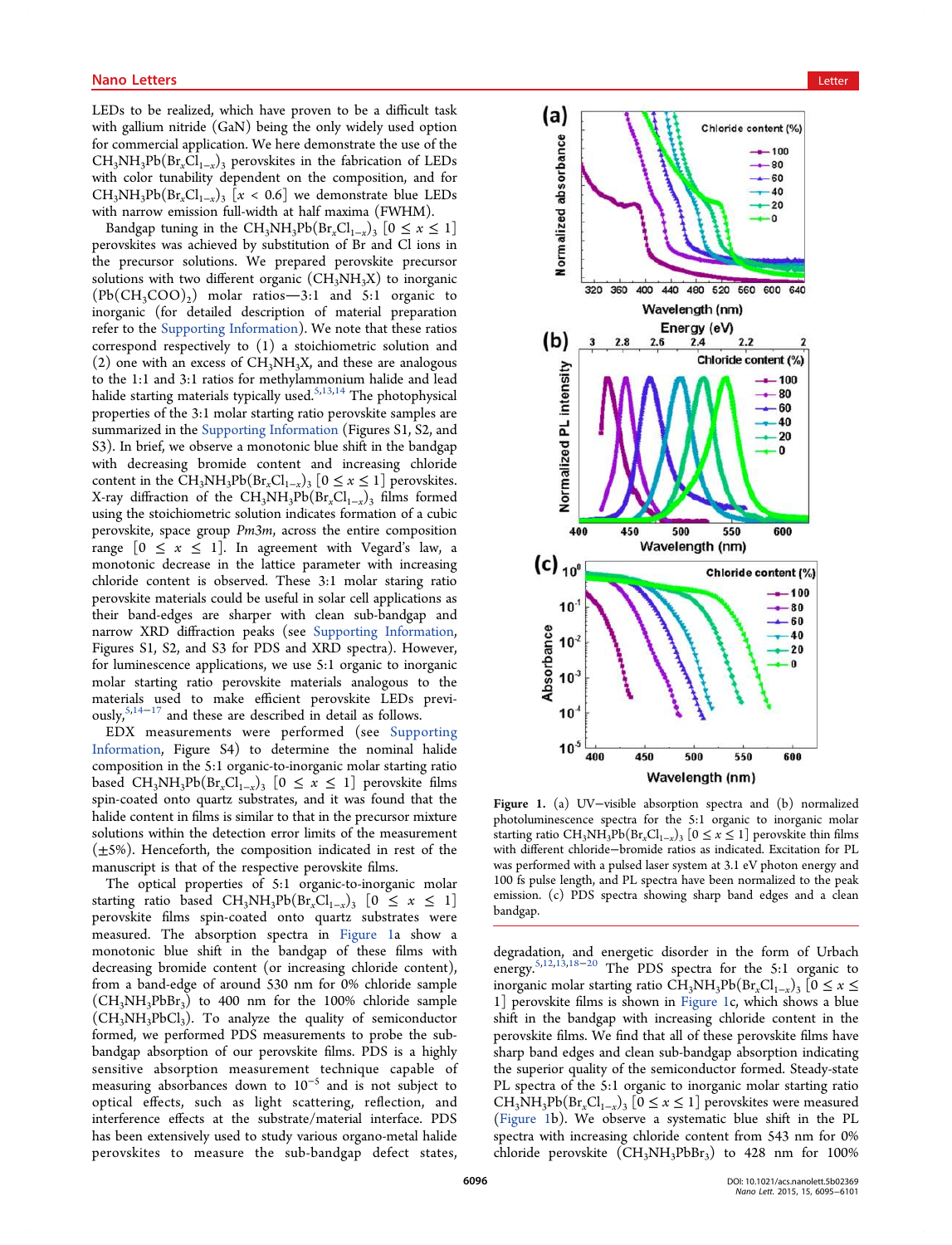LEDs to be realized, which have proven to be a difficult task with gallium nitride (GaN) being the only widely used option for commercial application. We here demonstrate the use of the $CH_3NH_3Pb(Br_xCl_{1-x})_3$ perovskites in the fabrication of LEDs with color tunability dependent on the composition, and for $CH_3NH_3Pb(Br_xCl_{1-x})_3$ [$x < 0.6$] we demonstrate blue LEDs with narrow emission full-width at half maxima (FWHM).

Bandgap tuning in the $CH_3NH_3Pb(Br_xCl_{1-x})_3$ [$0 \leq x \leq 1$] perovskites was achieved by substitution of Br and Cl ions in the precursor solutions. We prepared perovskite precursor solutions with two different organic ($CH_3NH_3X$) to inorganic ($Pb(CH_3COO)_2$) molar ratios—3:1 and 5:1 organic to inorganic (for detailed description of material preparation refer to the Supporting Information). We note that these ratios correspond respectively to (1) a stoichiometric solution and (2) one with an excess of $CH_3NH_3X$, and these are analogous to the 1:1 and 3:1 ratios for methylammonium halide and lead halide starting materials typically used.[5,13,14] The photophysical properties of the 3:1 molar starting ratio perovskite samples are summarized in the Supporting Information (Figures S1, S2, and S3). In brief, we observe a monotonic blue shift in the bandgap with decreasing bromide content and increasing chloride content in the $CH_3NH_3Pb(Br_xCl_{1-x})_3$ [$0 \leq x \leq 1$] perovskites. X-ray diffraction of the $CH_3NH_3Pb(Br_xCl_{1-x})_3$ films formed using the stoichiometric solution indicates formation of a cubic perovskite, space group *Pm3m*, across the entire composition range [$0 \leq x \leq 1$]. In agreement with Vegard's law, a monotonic decrease in the lattice parameter with increasing chloride content is observed. These 3:1 molar staring ratio perovskite materials could be useful in solar cell applications as their band-edges are sharper with clean sub-bandgap and narrow XRD diffraction peaks (see Supporting Information, Figures S1, S2, and S3 for PDS and XRD spectra). However, for luminescence applications, we use 5:1 organic to inorganic molar starting ratio perovskite materials analogous to the materials used to make efficient perovskite LEDs previously,[5,14−17] and these are described in detail as follows.

EDX measurements were performed (see Supporting Information, Figure S4) to determine the nominal halide composition in the 5:1 organic-to-inorganic molar starting ratio based $CH_3NH_3Pb(Br_xCl_{1-x})_3$ [$0 \leq x \leq 1$] perovskite films spin-coated onto quartz substrates, and it was found that the halide content in films is similar to that in the precursor mixture solutions within the detection error limits of the measurement (±5%). Henceforth, the composition indicated in rest of the manuscript is that of the respective perovskite films.

The optical properties of 5:1 organic-to-inorganic molar starting ratio based $CH_3NH_3Pb(Br_xCl_{1-x})_3$ [$0 \leq x \leq 1$] perovskite films spin-coated onto quartz substrates were measured. The absorption spectra in Figure 1a show a monotonic blue shift in the bandgap of these films with decreasing bromide content (or increasing chloride content), from a band-edge of around 530 nm for 0% chloride sample ($CH_3NH_3PbBr_3$) to 400 nm for the 100% chloride sample ($CH_3NH_3PbCl_3$). To analyze the quality of semiconductor formed, we performed PDS measurements to probe the sub-bandgap absorption of our perovskite films. PDS is a highly sensitive absorption measurement technique capable of measuring absorbances down to $10^{-5}$ and is not subject to optical effects, such as light scattering, reflection, and interference effects at the substrate/material interface. PDS has been extensively used to study various organo-metal halide perovskites to measure the sub-bandgap defect states, degradation, and energetic disorder in the form of Urbach energy.[5,12,13,18−20] The PDS spectra for the 5:1 organic to inorganic molar starting ratio $CH_3NH_3Pb(Br_xCl_{1-x})_3$ [$0 \leq x \leq 1$] perovskite films is shown in Figure 1c, which shows a blue shift in the bandgap with increasing chloride content in the perovskite films. We find that all of these perovskite films have sharp band edges and clean sub-bandgap absorption indicating the superior quality of the semiconductor formed. Steady-state PL spectra of the 5:1 organic to inorganic molar starting ratio $CH_3NH_3Pb(Br_xCl_{1-x})_3$ [$0 \leq x \leq 1$] perovskites were measured (Figure 1b). We observe a systematic blue shift in the PL spectra with increasing chloride content from 543 nm for 0% chloride perovskite ($CH_3NH_3PbBr_3$) to 428 nm for 100%

Figure 1. (a) UV−visible absorption spectra and (b) normalized photoluminescence spectra for the 5:1 organic to inorganic molar starting ratio $CH_3NH_3Pb(Br_xCl_{1-x})_3$ [$0 \leq x \leq 1$] perovskite thin films with different chloride−bromide ratios as indicated. Excitation for PL was performed with a pulsed laser system at 3.1 eV photon energy and 100 fs pulse length, and PL spectra have been normalized to the peak emission. (c) PDS spectra showing sharp band edges and a clean bandgap.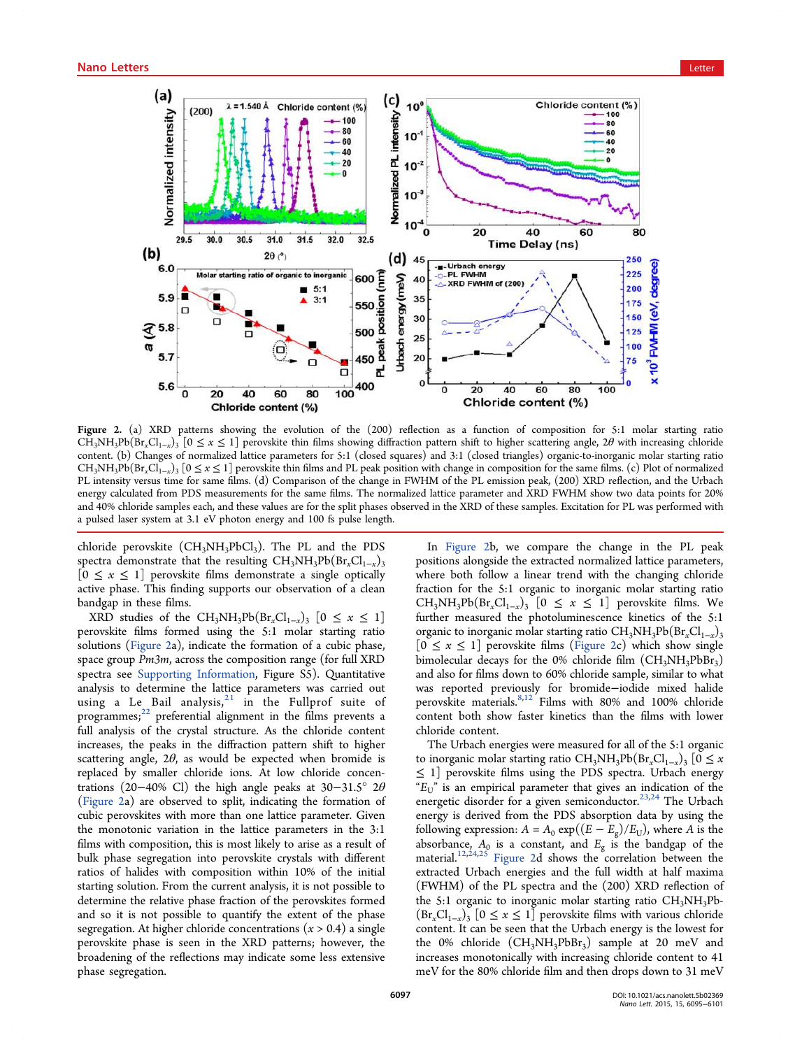Figure 2. (a) XRD patterns showing the evolution of the (200) reflection as a function of composition for 5:1 molar starting ratio $CH_3NH_3Pb(Br_xCl_{1-x})_3$ $[0 \leq x \leq 1]$ perovskite thin films showing diffraction pattern shift to higher scattering angle, $2\theta$ with increasing chloride content. (b) Changes of normalized lattice parameters for 5:1 (closed squares) and 3:1 (closed triangles) organic-to-inorganic molar starting ratio $CH_3NH_3Pb(Br_xCl_{1-x})_3$ $[0 \leq x \leq 1]$ perovskite thin films and PL peak position with change in composition for the same films. (c) Plot of normalized PL intensity versus time for same films. (d) Comparison of the change in FWHM of the PL emission peak, (200) XRD reflection, and the Urbach energy calculated from PDS measurements for the same films. The normalized lattice parameter and XRD FWHM show two data points for 20% and 40% chloride samples each, and these values are for the split phases observed in the XRD of these samples. Excitation for PL was performed with a pulsed laser system at 3.1 eV photon energy and 100 fs pulse length.

chloride perovskite ($CH_3NH_3PbCl_3$). The PL and the PDS spectra demonstrate that the resulting $CH_3NH_3Pb(Br_xCl_{1-x})_3$ $[0 \leq x \leq 1]$ perovskite films demonstrate a single optically active phase. This finding supports our observation of a clean bandgap in these films.

XRD studies of the $CH_3NH_3Pb(Br_xCl_{1-x})_3$ $[0 \leq x \leq 1]$ perovskite films formed using the 5:1 molar starting ratio solutions (Figure 2a), indicate the formation of a cubic phase, space group *Pm3m*, across the composition range (for full XRD spectra see Supporting Information, Figure S5). Quantitative analysis to determine the lattice parameters was carried out using a Le Bail analysis,[21] in the Fullprof suite of programmes;[22] preferential alignment in the films prevents a full analysis of the crystal structure. As the chloride content increases, the peaks in the diffraction pattern shift to higher scattering angle, $2\theta$, as would be expected when bromide is replaced by smaller chloride ions. At low chloride concentrations (20–40% Cl) the high angle peaks at 30–31.5° $2\theta$ (Figure 2a) are observed to split, indicating the formation of cubic perovskites with more than one lattice parameter. Given the monotonic variation in the lattice parameters in the 3:1 films with composition, this is most likely to arise as a result of bulk phase segregation into perovskite crystals with different ratios of halides with composition within 10% of the initial starting solution. From the current analysis, it is not possible to determine the relative phase fraction of the perovskites formed and so it is not possible to quantify the extent of the phase segregation. At higher chloride concentrations ($x > 0.4$) a single perovskite phase is seen in the XRD patterns; however, the broadening of the reflections may indicate some less extensive phase segregation.

In Figure 2b, we compare the change in the PL peak positions alongside the extracted normalized lattice parameters, where both follow a linear trend with the changing chloride fraction for the 5:1 organic to inorganic molar starting ratio $CH_3NH_3Pb(Br_xCl_{1-x})_3$ $[0 \leq x \leq 1]$ perovskite films. We further measured the photoluminescence kinetics of the 5:1 organic to inorganic molar starting ratio $CH_3NH_3Pb(Br_xCl_{1-x})_3$ $[0 \leq x \leq 1]$ perovskite films (Figure 2c) which show single bimolecular decays for the 0% chloride film ($CH_3NH_3PbBr_3$) and also for films down to 60% chloride sample, similar to what was reported previously for bromide–iodide mixed halide perovskite materials.[8,12] Films with 80% and 100% chloride content both show faster kinetics than the films with lower chloride content.

The Urbach energies were measured for all of the 5:1 organic to inorganic molar starting ratio $CH_3NH_3Pb(Br_xCl_{1-x})_3$ $[0 \leq x \leq 1]$ perovskite films using the PDS spectra. Urbach energy "$E_U$" is an empirical parameter that gives an indication of the energetic disorder for a given semiconductor.[23,24] The Urbach energy is derived from the PDS absorption data by using the following expression: $A = A_0 \exp((E - E_g)/E_U)$, where $A$ is the absorbance, $A_0$ is a constant, and $E_g$ is the bandgap of the material.[12,24,25] Figure 2d shows the correlation between the extracted Urbach energies and the full width at half maxima (FWHM) of the PL spectra and the (200) XRD reflection of the 5:1 organic to inorganic molar starting ratio $CH_3NH_3Pb(Br_xCl_{1-x})_3$ $[0 \leq x \leq 1]$ perovskite films with various chloride content. It can be seen that the Urbach energy is the lowest for the 0% chloride ($CH_3NH_3PbBr_3$) sample at 20 meV and increases monotonically with increasing chloride content to 41 meV for the 80% chloride film and then drops down to 31 meV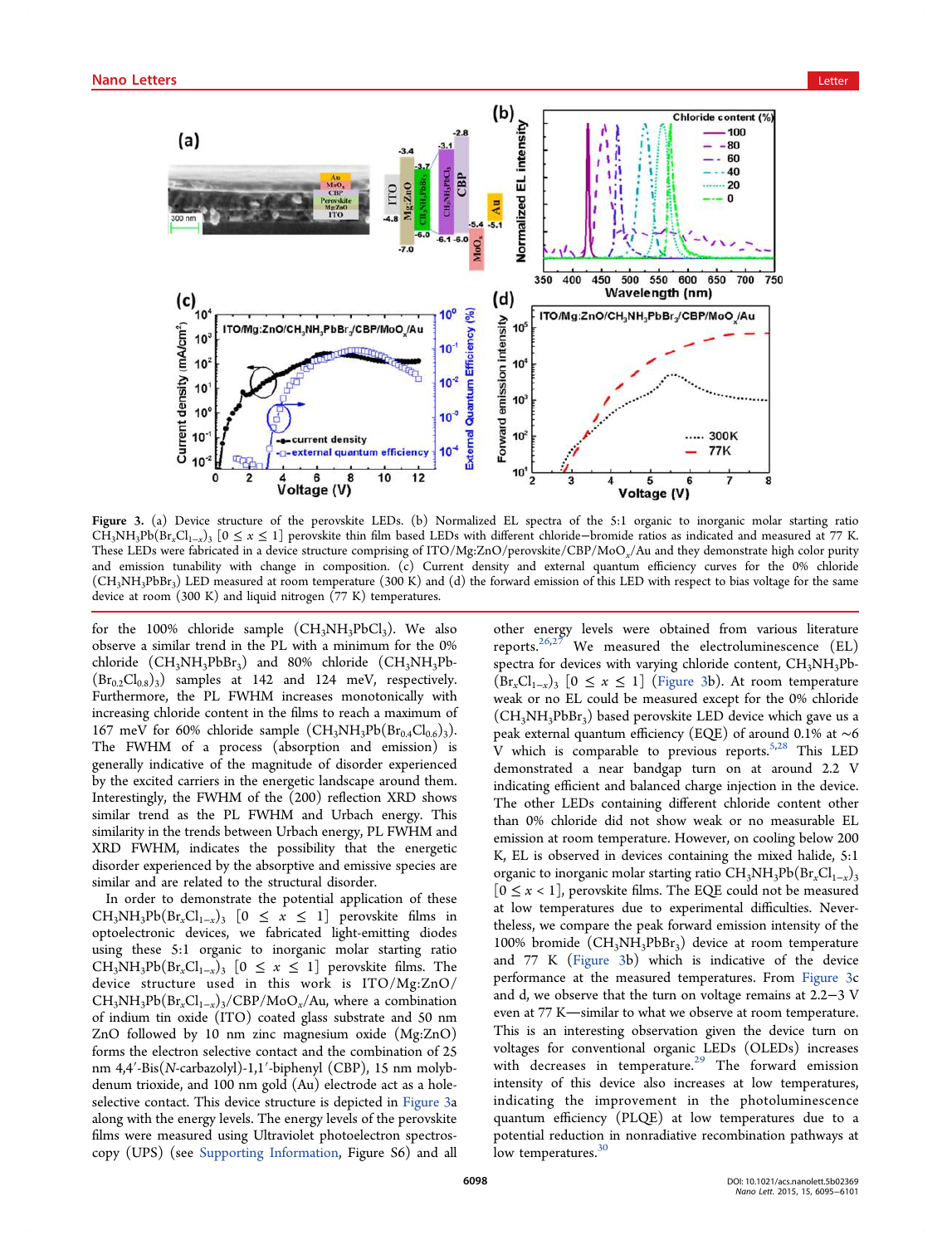Figure 3. (a) Device structure of the perovskite LEDs. (b) Normalized EL spectra of the 5:1 organic to inorganic molar starting ratio $CH_3NH_3Pb(Br_xCl_{1-x})_3$ $[0 \leq x \leq 1]$ perovskite thin film based LEDs with different chloride–bromide ratios as indicated and measured at 77 K. These LEDs were fabricated in a device structure comprising of ITO/Mg:ZnO/perovskite/CBP/$MoO_x$/Au and they demonstrate high color purity and emission tunability with change in composition. (c) Current density and external quantum efficiency curves for the 0% chloride ($CH_3NH_3PbBr_3$) LED measured at room temperature (300 K) and (d) the forward emission of this LED with respect to bias voltage for the same device at room (300 K) and liquid nitrogen (77 K) temperatures.

for the 100% chloride sample ($CH_3NH_3PbCl_3$). We also observe a similar trend in the PL with a minimum for the 0% chloride ($CH_3NH_3PbBr_3$) and 80% chloride ($CH_3NH_3Pb(Br_{0.2}Cl_{0.8})_3$) samples at 142 and 124 meV, respectively. Furthermore, the PL FWHM increases monotonically with increasing chloride content in the films to reach a maximum of 167 meV for 60% chloride sample ($CH_3NH_3Pb(Br_{0.4}Cl_{0.6})_3$). The FWHM of a process (absorption and emission) is generally indicative of the magnitude of disorder experienced by the excited carriers in the energetic landscape around them. Interestingly, the FWHM of the (200) reflection XRD shows similar trend as the PL FWHM and Urbach energy. This similarity in the trends between Urbach energy, PL FWHM and XRD FWHM, indicates the possibility that the energetic disorder experienced by the absorptive and emissive species are similar and are related to the structural disorder.

In order to demonstrate the potential application of these $CH_3NH_3Pb(Br_xCl_{1-x})_3$ $[0 \leq x \leq 1]$ perovskite films in optoelectronic devices, we fabricated light-emitting diodes using these 5:1 organic to inorganic molar starting ratio $CH_3NH_3Pb(Br_xCl_{1-x})_3$ $[0 \leq x \leq 1]$ perovskite films. The device structure used in this work is ITO/Mg:ZnO/$CH_3NH_3Pb(Br_xCl_{1-x})_3$/CBP/$MoO_x$/Au, where a combination of indium tin oxide (ITO) coated glass substrate and 50 nm ZnO followed by 10 nm zinc magnesium oxide (Mg:ZnO) forms the electron selective contact and the combination of 25 nm 4,4′-Bis(*N*-carbazolyl)-1,1′-biphenyl (CBP), 15 nm molybdenum trioxide, and 100 nm gold (Au) electrode act as a hole-selective contact. This device structure is depicted in Figure 3a along with the energy levels. The energy levels of the perovskite films were measured using Ultraviolet photoelectron spectroscopy (UPS) (see Supporting Information, Figure S6) and all other energy levels were obtained from various literature reports.[26,27] We measured the electroluminescence (EL) spectra for devices with varying chloride content, $CH_3NH_3Pb(Br_xCl_{1-x})_3$ $[0 \leq x \leq 1]$ (Figure 3b). At room temperature weak or no EL could be measured except for the 0% chloride ($CH_3NH_3PbBr_3$) based perovskite LED device which gave us a peak external quantum efficiency (EQE) of around 0.1% at ~6 V which is comparable to previous reports.[5,28] This LED demonstrated a near bandgap turn on at around 2.2 V indicating efficient and balanced charge injection in the device. The other LEDs containing different chloride content other than 0% chloride did not show weak or no measurable EL emission at room temperature. However, on cooling below 200 K, EL is observed in devices containing the mixed halide, 5:1 organic to inorganic molar starting ratio $CH_3NH_3Pb(Br_xCl_{1-x})_3$ $[0 \leq x < 1]$, perovskite films. The EQE could not be measured at low temperatures due to experimental difficulties. Nevertheless, we compare the peak forward emission intensity of the 100% bromide ($CH_3NH_3PbBr_3$) device at room temperature and 77 K (Figure 3b) which is indicative of the device performance at the measured temperatures. From Figure 3c and d, we observe that the turn on voltage remains at 2.2–3 V even at 77 K—similar to what we observe at room temperature. This is an interesting observation given the device turn on voltages for conventional organic LEDs (OLEDs) increases with decreases in temperature.[29] The forward emission intensity of this device also increases at low temperatures, indicating the improvement in the photoluminescence quantum efficiency (PLQE) at low temperatures due to a potential reduction in nonradiative recombination pathways at low temperatures.[30]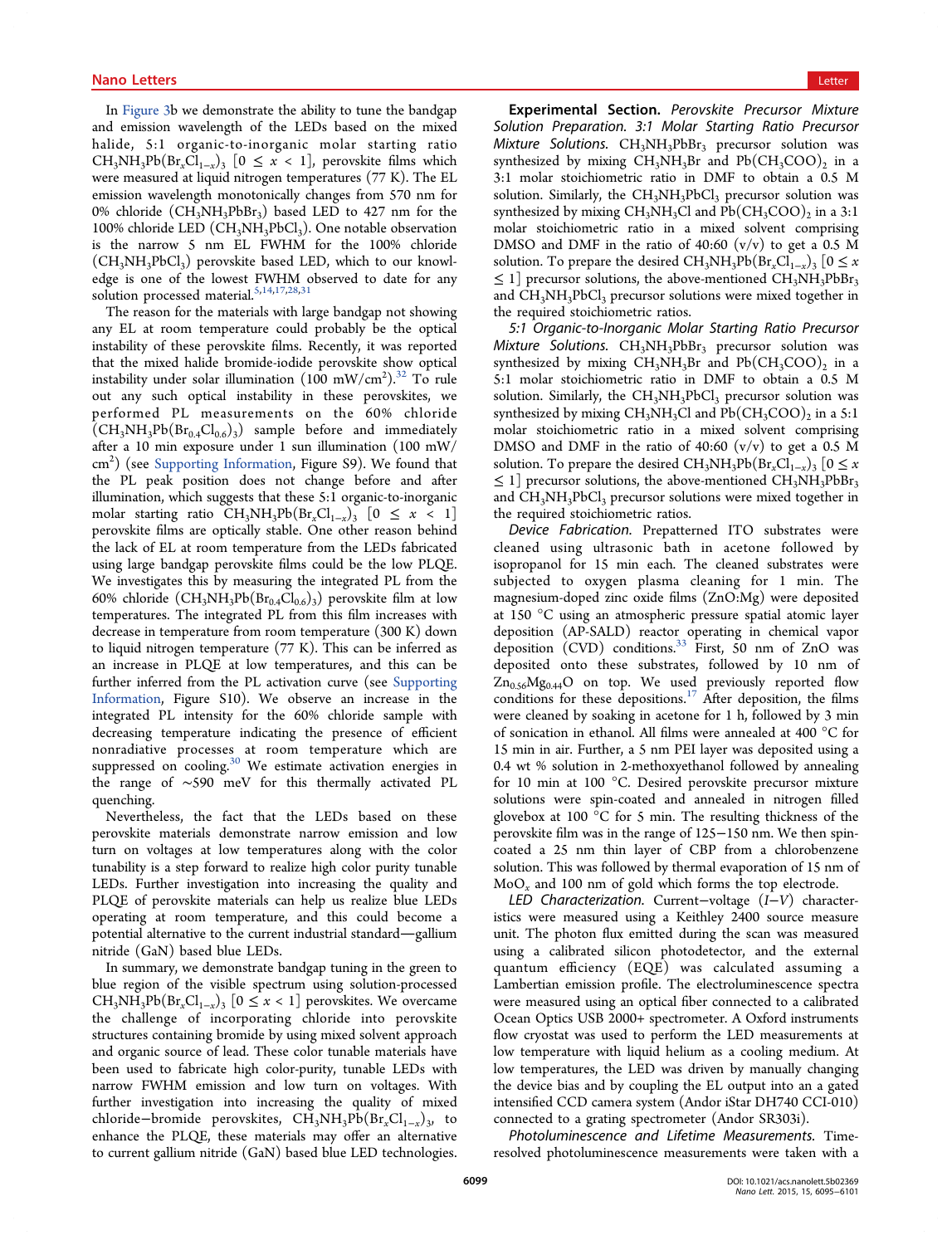In Figure 3b we demonstrate the ability to tune the bandgap and emission wavelength of the LEDs based on the mixed halide, 5:1 organic-to-inorganic molar starting ratio $CH_3NH_3Pb(Br_xCl_{1-x})_3$ $[0 \leq x < 1]$, perovskite films which were measured at liquid nitrogen temperatures (77 K). The EL emission wavelength monotonically changes from 570 nm for 0% chloride ($CH_3NH_3PbBr_3$) based LED to 427 nm for the 100% chloride LED ($CH_3NH_3PbCl_3$). One notable observation is the narrow 5 nm EL FWHM for the 100% chloride ($CH_3NH_3PbCl_3$) perovskite based LED, which to our knowledge is one of the lowest FWHM observed to date for any solution processed material.[5,14,17,28,31]

The reason for the materials with large bandgap not showing any EL at room temperature could probably be the optical instability of these perovskite films. Recently, it was reported that the mixed halide bromide-iodide perovskite show optical instability under solar illumination (100 mW/cm$^2$).[32] To rule out any such optical instability in these perovskites, we performed PL measurements on the 60% chloride ($CH_3NH_3Pb(Br_{0.4}Cl_{0.6})_3$) sample before and immediately after a 10 min exposure under 1 sun illumination (100 mW/cm$^2$) (see Supporting Information, Figure S9). We found that the PL peak position does not change before and after illumination, which suggests that these 5:1 organic-to-inorganic molar starting ratio $CH_3NH_3Pb(Br_xCl_{1-x})_3$ $[0 \leq x < 1]$ perovskite films are optically stable. One other reason behind the lack of EL at room temperature from the LEDs fabricated using large bandgap perovskite films could be the low PLQE. We investigates this by measuring the integrated PL from the 60% chloride ($CH_3NH_3Pb(Br_{0.4}Cl_{0.6})_3$) perovskite film at low temperatures. The integrated PL from this film increases with decrease in temperature from room temperature (300 K) down to liquid nitrogen temperature (77 K). This can be inferred as an increase in PLQE at low temperatures, and this can be further inferred from the PL activation curve (see Supporting Information, Figure S10). We observe an increase in the integrated PL intensity for the 60% chloride sample with decreasing temperature indicating the presence of efficient nonradiative processes at room temperature which are suppressed on cooling.[30] We estimate activation energies in the range of ~590 meV for this thermally activated PL quenching.

Nevertheless, the fact that the LEDs based on these perovskite materials demonstrate narrow emission and low turn on voltages at low temperatures along with the color tunability is a step forward to realize high color purity tunable LEDs. Further investigation into increasing the quality and PLQE of perovskite materials can help us realize blue LEDs operating at room temperature, and this could become a potential alternative to the current industrial standard—gallium nitride (GaN) based blue LEDs.

In summary, we demonstrate bandgap tuning in the green to blue region of the visible spectrum using solution-processed $CH_3NH_3Pb(Br_xCl_{1-x})_3$ $[0 \leq x < 1]$ perovskites. We overcame the challenge of incorporating chloride into perovskite structures containing bromide by using mixed solvent approach and organic source of lead. These color tunable materials have been used to fabricate high color-purity, tunable LEDs with narrow FWHM emission and low turn on voltages. With further investigation into increasing the quality of mixed chloride–bromide perovskites, $CH_3NH_3Pb(Br_xCl_{1-x})_3$, to enhance the PLQE, these materials may offer an alternative to current gallium nitride (GaN) based blue LED technologies.

**Experimental Section.** *Perovskite Precursor Mixture Solution Preparation. 3:1 Molar Starting Ratio Precursor Mixture Solutions.* $CH_3NH_3PbBr_3$ precursor solution was synthesized by mixing $CH_3NH_3Br$ and $Pb(CH_3COO)_2$ in a 3:1 molar stoichiometric ratio in DMF to obtain a 0.5 M solution. Similarly, the $CH_3NH_3PbCl_3$ precursor solution was synthesized by mixing $CH_3NH_3Cl$ and $Pb(CH_3COO)_2$ in a 3:1 molar stoichiometric ratio in a mixed solvent comprising DMSO and DMF in the ratio of 40:60 (v/v) to get a 0.5 M solution. To prepare the desired $CH_3NH_3Pb(Br_xCl_{1-x})_3$ $[0 \leq x \leq 1]$ precursor solutions, the above-mentioned $CH_3NH_3PbBr_3$ and $CH_3NH_3PbCl_3$ precursor solutions were mixed together in the required stoichiometric ratios.

*5:1 Organic-to-Inorganic Molar Starting Ratio Precursor Mixture Solutions.* $CH_3NH_3PbBr_3$ precursor solution was synthesized by mixing $CH_3NH_3Br$ and $Pb(CH_3COO)_2$ in a 5:1 molar stoichiometric ratio in DMF to obtain a 0.5 M solution. Similarly, the $CH_3NH_3PbCl_3$ precursor solution was synthesized by mixing $CH_3NH_3Cl$ and $Pb(CH_3COO)_2$ in a 5:1 molar stoichiometric ratio in a mixed solvent comprising DMSO and DMF in the ratio of 40:60 (v/v) to get a 0.5 M solution. To prepare the desired $CH_3NH_3Pb(Br_xCl_{1-x})_3$ $[0 \leq x \leq 1]$ precursor solutions, the above-mentioned $CH_3NH_3PbBr_3$ and $CH_3NH_3PbCl_3$ precursor solutions were mixed together in the required stoichiometric ratios.

*Device Fabrication.* Prepatterned ITO substrates were cleaned using ultrasonic bath in acetone followed by isopropanol for 15 min each. The cleaned substrates were subjected to oxygen plasma cleaning for 1 min. The magnesium-doped zinc oxide films (ZnO:Mg) were deposited at 150 °C using an atmospheric pressure spatial atomic layer deposition (AP-SALD) reactor operating in chemical vapor deposition (CVD) conditions.[33] First, 50 nm of ZnO was deposited onto these substrates, followed by 10 nm of $Zn_{0.56}Mg_{0.44}O$ on top. We used previously reported flow conditions for these depositions.[17] After deposition, the films were cleaned by soaking in acetone for 1 h, followed by 3 min of sonication in ethanol. All films were annealed at 400 °C for 15 min in air. Further, a 5 nm PEI layer was deposited using a 0.4 wt % solution in 2-methoxyethanol followed by annealing for 10 min at 100 °C. Desired perovskite precursor mixture solutions were spin-coated and annealed in nitrogen filled glovebox at 100 °C for 5 min. The resulting thickness of the perovskite film was in the range of 125–150 nm. We then spin-coated a 25 nm thin layer of CBP from a chlorobenzene solution. This was followed by thermal evaporation of 15 nm of $MoO_x$ and 100 nm of gold which forms the top electrode.

*LED Characterization.* Current–voltage ($I$–$V$) characteristics were measured using a Keithley 2400 source measure unit. The photon flux emitted during the scan was measured using a calibrated silicon photodetector, and the external quantum efficiency (EQE) was calculated assuming a Lambertian emission profile. The electroluminescence spectra were measured using an optical fiber connected to a calibrated Ocean Optics USB 2000+ spectrometer. A Oxford instruments flow cryostat was used to perform the LED measurements at low temperature with liquid helium as a cooling medium. At low temperatures, the LED was driven by manually changing the device bias and by coupling the EL output into an a gated intensified CCD camera system (Andor iStar DH740 CCI-010) connected to a grating spectrometer (Andor SR303i).

*Photoluminescence and Lifetime Measurements.* Time-resolved photoluminescence measurements were taken with a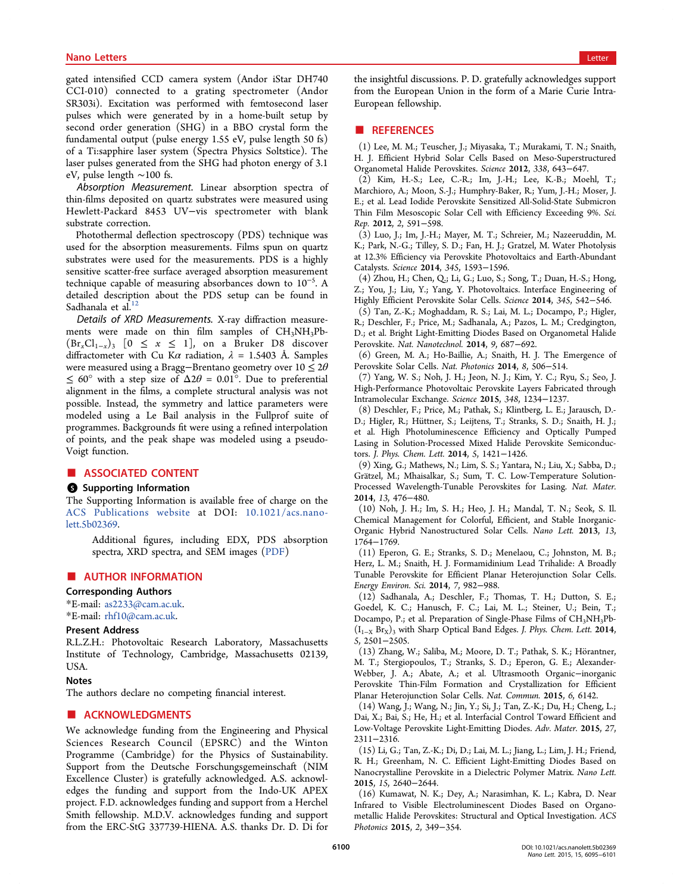gated intensified CCD camera system (Andor iStar DH740 CCI-010) connected to a grating spectrometer (Andor SR303i). Excitation was performed with femtosecond laser pulses which were generated by in a home-built setup by second order generation (SHG) in a BBO crystal form the fundamental output (pulse energy 1.55 eV, pulse length 50 fs) of a Ti:sapphire laser system (Spectra Physics Soltstice). The laser pulses generated from the SHG had photon energy of 3.1 eV, pulse length ~100 fs.

*Absorption Measurement.* Linear absorption spectra of thin-films deposited on quartz substrates were measured using Hewlett-Packard 8453 UV–vis spectrometer with blank substrate correction.

Photothermal deflection spectroscopy (PDS) technique was used for the absorption measurements. Films spun on quartz substrates were used for the measurements. PDS is a highly sensitive scatter-free surface averaged absorption measurement technique capable of measuring absorbances down to $10^{-5}$. A detailed description about the PDS setup can be found in Sadhanala et al.[12]

*Details of XRD Measurements.* X-ray diffraction measurements were made on thin film samples of $CH_3NH_3Pb(Br_xCl_{1-x})_3$ [$0 \leq x \leq 1$], on a Bruker D8 discover diffractometer with Cu K$\alpha$ radiation, $\lambda$ = 1.5403 Å. Samples were measured using a Bragg–Brentano geometry over $10 \leq 2\theta \leq 60°$ with a step size of $\Delta 2\theta = 0.01°$. Due to preferential alignment in the films, a complete structural analysis was not possible. Instead, the symmetry and lattice parameters were modeled using a Le Bail analysis in the Fullprof suite of programmes. Backgrounds fit were using a refined interpolation of points, and the peak shape was modeled using a pseudo-Voigt function.

## ASSOCIATED CONTENT

### Supporting Information

The Supporting Information is available free of charge on the ACS Publications website at DOI: 10.1021/acs.nanolett.5b02369.

Additional figures, including EDX, PDS absorption spectra, XRD spectra, and SEM images (PDF)

## AUTHOR INFORMATION

### Corresponding Authors

*E-mail: as2233@cam.ac.uk.

*E-mail: rhf10@cam.ac.uk.

### Present Address

R.L.Z.H.: Photovoltaic Research Laboratory, Massachusetts Institute of Technology, Cambridge, Massachusetts 02139, USA.

### Notes

The authors declare no competing financial interest.

## ACKNOWLEDGMENTS

We acknowledge funding from the Engineering and Physical Sciences Research Council (EPSRC) and the Winton Programme (Cambridge) for the Physics of Sustainability. Support from the Deutsche Forschungsgemeinschaft (NIM Excellence Cluster) is gratefully acknowledged. A.S. acknowledges the funding and support from the Indo-UK APEX project. F.D. acknowledges funding and support from a Herchel Smith fellowship. M.D.V. acknowledges funding and support from the ERC-StG 337739-HIENA. A.S. thanks Dr. D. Di for the insightful discussions. P. D. gratefully acknowledges support from the European Union in the form of a Marie Curie Intra-European fellowship.

## REFERENCES

(1) Lee, M. M.; Teuscher, J.; Miyasaka, T.; Murakami, T. N.; Snaith, H. J. Efficient Hybrid Solar Cells Based on Meso-Superstructured Organometal Halide Perovskites. *Science* **2012**, *338*, 643–647.

(2) Kim, H.-S.; Lee, C.-R.; Im, J.-H.; Lee, K.-B.; Moehl, T.; Marchioro, A.; Moon, S.-J.; Humphry-Baker, R.; Yum, J.-H.; Moser, J. E.; et al. Lead Iodide Perovskite Sensitized All-Solid-State Submicron Thin Film Mesoscopic Solar Cell with Efficiency Exceeding 9%. *Sci. Rep.* **2012**, *2*, 591–598.

(3) Luo, J.; Im, J.-H.; Mayer, M. T.; Schreier, M.; Nazeeruddin, M. K.; Park, N.-G.; Tilley, S. D.; Fan, H. J.; Gratzel, M. Water Photolysis at 12.3% Efficiency via Perovskite Photovoltaics and Earth-Abundant Catalysts. *Science* **2014**, *345*, 1593–1596.

(4) Zhou, H.; Chen, Q.; Li, G.; Luo, S.; Song, T.; Duan, H.-S.; Hong, Z.; You, J.; Liu, Y.; Yang, Y. Photovoltaics. Interface Engineering of Highly Efficient Perovskite Solar Cells. *Science* **2014**, *345*, 542–546.

(5) Tan, Z.-K.; Moghaddam, R. S.; Lai, M. L.; Docampo, P.; Higler, R.; Deschler, F.; Price, M.; Sadhanala, A.; Pazos, L. M.; Credgington, D.; et al. Bright Light-Emitting Diodes Based on Organometal Halide Perovskite. *Nat. Nanotechnol.* **2014**, *9*, 687–692.

(6) Green, M. A.; Ho-Baillie, A.; Snaith, H. J. The Emergence of Perovskite Solar Cells. *Nat. Photonics* **2014**, *8*, 506–514.

(7) Yang, W. S.; Noh, J. H.; Jeon, N. J.; Kim, Y. C.; Ryu, S.; Seo, J. High-Performance Photovoltaic Perovskite Layers Fabricated through Intramolecular Exchange. *Science* **2015**, *348*, 1234–1237.

(8) Deschler, F.; Price, M.; Pathak, S.; Klintberg, L. E.; Jarausch, D.-D.; Higler, R.; Hüttner, S.; Leijtens, T.; Stranks, S. D.; Snaith, H. J.; et al. High Photoluminescence Efficiency and Optically Pumped Lasing in Solution-Processed Mixed Halide Perovskite Semiconductors. *J. Phys. Chem. Lett.* **2014**, *5*, 1421–1426.

(9) Xing, G.; Mathews, N.; Lim, S. S.; Yantara, N.; Liu, X.; Sabba, D.; Grätzel, M.; Mhaisalkar, S.; Sum, T. C. Low-Temperature Solution-Processed Wavelength-Tunable Perovskites for Lasing. *Nat. Mater.* **2014**, *13*, 476–480.

(10) Noh, J. H.; Im, S. H.; Heo, J. H.; Mandal, T. N.; Seok, S. Il. Chemical Management for Colorful, Efficient, and Stable Inorganic-Organic Hybrid Nanostructured Solar Cells. *Nano Lett.* **2013**, *13*, 1764–1769.

(11) Eperon, G. E.; Stranks, S. D.; Menelaou, C.; Johnston, M. B.; Herz, L. M.; Snaith, H. J. Formamidinium Lead Trihalide: A Broadly Tunable Perovskite for Efficient Planar Heterojunction Solar Cells. *Energy Environ. Sci.* **2014**, *7*, 982–988.

(12) Sadhanala, A.; Deschler, F.; Thomas, T. H.; Dutton, S. E.; Goedel, K. C.; Hanusch, F. C.; Lai, M. L.; Steiner, U.; Bein, T.; Docampo, P.; et al. Preparation of Single-Phase Films of $CH_3NH_3Pb(I_{1-X}\,Br_X)_3$ with Sharp Optical Band Edges. *J. Phys. Chem. Lett.* **2014**, *5*, 2501–2505.

(13) Zhang, W.; Saliba, M.; Moore, D. T.; Pathak, S. K.; Hörantner, M. T.; Stergiopoulos, T.; Stranks, S. D.; Eperon, G. E.; Alexander-Webber, J. A.; Abate, A.; et al. Ultrasmooth Organic–inorganic Perovskite Thin-Film Formation and Crystallization for Efficient Planar Heterojunction Solar Cells. *Nat. Commun.* **2015**, *6*, 6142.

(14) Wang, J.; Wang, N.; Jin, Y.; Si, J.; Tan, Z.-K.; Du, H.; Cheng, L.; Dai, X.; Bai, S.; He, H.; et al. Interfacial Control Toward Efficient and Low-Voltage Perovskite Light-Emitting Diodes. *Adv. Mater.* **2015**, *27*, 2311–2316.

(15) Li, G.; Tan, Z.-K.; Di, D.; Lai, M. L.; Jiang, L.; Lim, J. H.; Friend, R. H.; Greenham, N. C. Efficient Light-Emitting Diodes Based on Nanocrystalline Perovskite in a Dielectric Polymer Matrix. *Nano Lett.* **2015**, *15*, 2640–2644.

(16) Kumawat, N. K.; Dey, A.; Narasimhan, K. L.; Kabra, D. Near Infrared to Visible Electroluminescent Diodes Based on Organometallic Halide Perovskites: Structural and Optical Investigation. *ACS Photonics* **2015**, *2*, 349–354.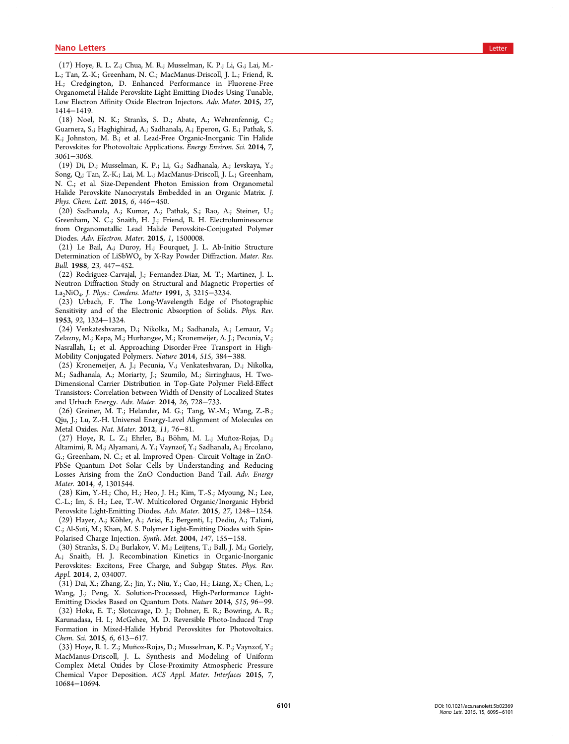(17) Hoye, R. L. Z.; Chua, M. R.; Musselman, K. P.; Li, G.; Lai, M.-L.; Tan, Z.-K.; Greenham, N. C.; MacManus-Driscoll, J. L.; Friend, R. H.; Credgington, D. Enhanced Performance in Fluorene-Free Organometal Halide Perovskite Light-Emitting Diodes Using Tunable, Low Electron Affinity Oxide Electron Injectors. *Adv. Mater.* **2015**, *27*, 1414−1419.

(18) Noel, N. K.; Stranks, S. D.; Abate, A.; Wehrenfennig, C.; Guarnera, S.; Haghighirad, A.; Sadhanala, A.; Eperon, G. E.; Pathak, S. K.; Johnston, M. B.; et al. Lead-Free Organic-Inorganic Tin Halide Perovskites for Photovoltaic Applications. *Energy Environ. Sci.* **2014**, *7*, 3061−3068.

(19) Di, D.; Musselman, K. P.; Li, G.; Sadhanala, A.; Ievskaya, Y.; Song, Q.; Tan, Z.-K.; Lai, M. L.; MacManus-Driscoll, J. L.; Greenham, N. C.; et al. Size-Dependent Photon Emission from Organometal Halide Perovskite Nanocrystals Embedded in an Organic Matrix. *J. Phys. Chem. Lett.* **2015**, *6*, 446−450.

(20) Sadhanala, A.; Kumar, A.; Pathak, S.; Rao, A.; Steiner, U.; Greenham, N. C.; Snaith, H. J.; Friend, R. H. Electroluminescence from Organometallic Lead Halide Perovskite-Conjugated Polymer Diodes. *Adv. Electron. Mater.* **2015**, *1*, 1500008.

(21) Le Bail, A.; Duroy, H.; Fourquet, J. L. Ab-Initio Structure Determination of $LiSbWO_6$ by X-Ray Powder Diffraction. *Mater. Res. Bull.* **1988**, *23*, 447−452.

(22) Rodriguez-Carvajal, J.; Fernandez-Diaz, M. T.; Martinez, J. L. Neutron Diffraction Study on Structural and Magnetic Properties of $La_2NiO_4$. *J. Phys.: Condens. Matter* **1991**, *3*, 3215−3234.

(23) Urbach, F. The Long-Wavelength Edge of Photographic Sensitivity and of the Electronic Absorption of Solids. *Phys. Rev.* **1953**, *92*, 1324−1324.

(24) Venkateshvaran, D.; Nikolka, M.; Sadhanala, A.; Lemaur, V.; Zelazny, M.; Kepa, M.; Hurhangee, M.; Kronemeijer, A. J.; Pecunia, V.; Nasrallah, I.; et al. Approaching Disorder-Free Transport in High-Mobility Conjugated Polymers. *Nature* **2014**, *515*, 384−388.

(25) Kronemeijer, A. J.; Pecunia, V.; Venkateshvaran, D.; Nikolka, M.; Sadhanala, A.; Moriarty, J.; Szumilo, M.; Sirringhaus, H. Two-Dimensional Carrier Distribution in Top-Gate Polymer Field-Effect Transistors: Correlation between Width of Density of Localized States and Urbach Energy. *Adv. Mater.* **2014**, *26*, 728−733.

(26) Greiner, M. T.; Helander, M. G.; Tang, W.-M.; Wang, Z.-B.; Qiu, J.; Lu, Z.-H. Universal Energy-Level Alignment of Molecules on Metal Oxides. *Nat. Mater.* **2012**, *11*, 76−81.

(27) Hoye, R. L. Z.; Ehrler, B.; Böhm, M. L.; Muñoz-Rojas, D.; Altamimi, R. M.; Alyamani, A. Y.; Vaynzof, Y.; Sadhanala, A.; Ercolano, G.; Greenham, N. C.; et al. Improved Open- Circuit Voltage in ZnO-PbSe Quantum Dot Solar Cells by Understanding and Reducing Losses Arising from the ZnO Conduction Band Tail. *Adv. Energy Mater.* **2014**, *4*, 1301544.

(28) Kim, Y.-H.; Cho, H.; Heo, J. H.; Kim, T.-S.; Myoung, N.; Lee, C.-L.; Im, S. H.; Lee, T.-W. Multicolored Organic/Inorganic Hybrid Perovskite Light-Emitting Diodes. *Adv. Mater.* **2015**, *27*, 1248−1254.

(29) Hayer, A.; Köhler, A.; Arisi, E.; Bergenti, I.; Dediu, A.; Taliani, C.; Al-Suti, M.; Khan, M. S. Polymer Light-Emitting Diodes with Spin-Polarised Charge Injection. *Synth. Met.* **2004**, *147*, 155−158.

(30) Stranks, S. D.; Burlakov, V. M.; Leijtens, T.; Ball, J. M.; Goriely, A.; Snaith, H. J. Recombination Kinetics in Organic-Inorganic Perovskites: Excitons, Free Charge, and Subgap States. *Phys. Rev. Appl.* **2014**, *2*, 034007.

(31) Dai, X.; Zhang, Z.; Jin, Y.; Niu, Y.; Cao, H.; Liang, X.; Chen, L.; Wang, J.; Peng, X. Solution-Processed, High-Performance Light-Emitting Diodes Based on Quantum Dots. *Nature* **2014**, *515*, 96−99.

(32) Hoke, E. T.; Slotcavage, D. J.; Dohner, E. R.; Bowring, A. R.; Karunadasa, H. I.; McGehee, M. D. Reversible Photo-Induced Trap Formation in Mixed-Halide Hybrid Perovskites for Photovoltaics. *Chem. Sci.* **2015**, *6*, 613−617.

(33) Hoye, R. L. Z.; Muñoz-Rojas, D.; Musselman, K. P.; Vaynzof, Y.; MacManus-Driscoll, J. L. Synthesis and Modeling of Uniform Complex Metal Oxides by Close-Proximity Atmospheric Pressure Chemical Vapor Deposition. *ACS Appl. Mater. Interfaces* **2015**, *7*, 10684−10694.